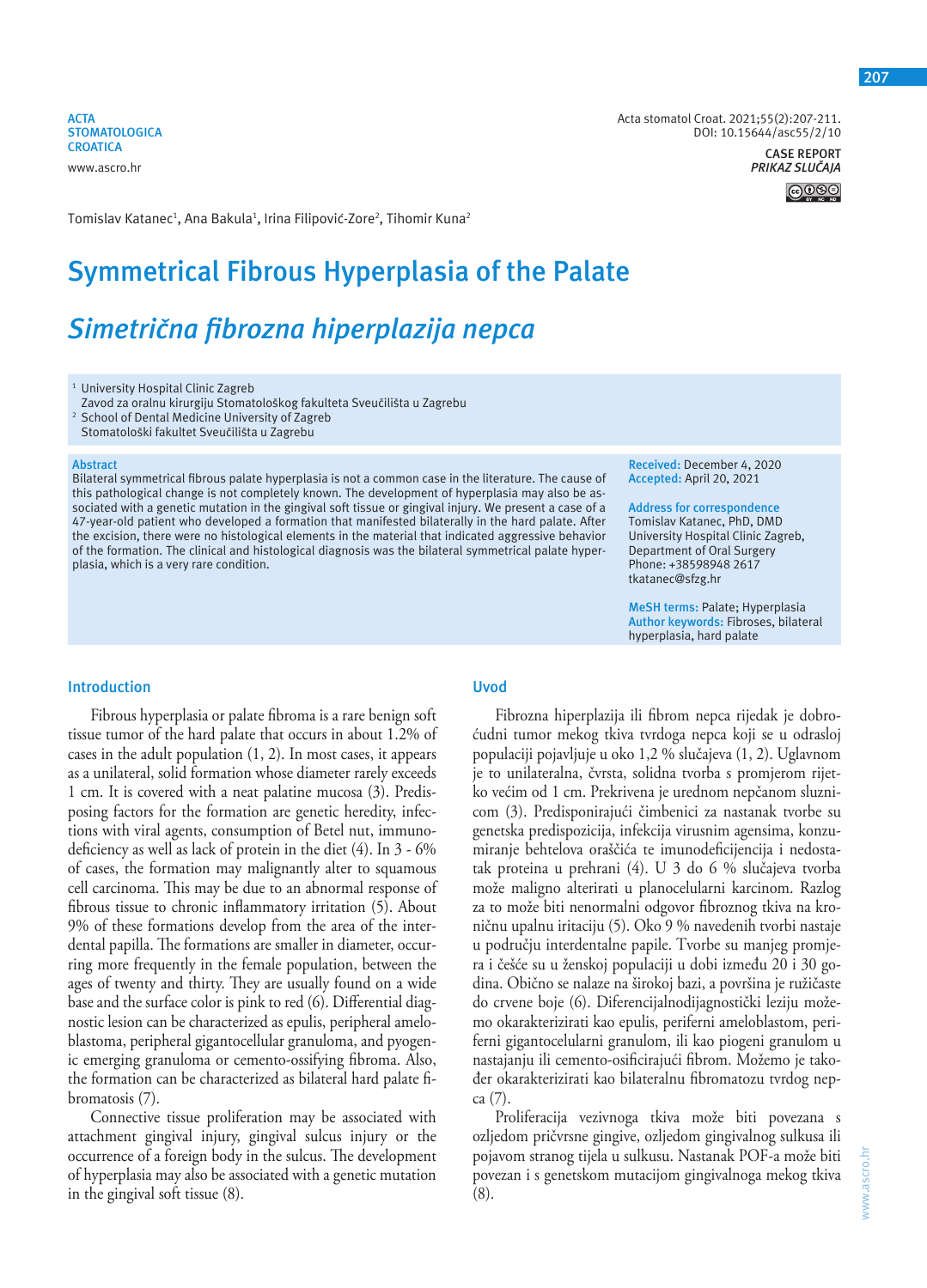ACTA STOMATOLOGICA CROATICA
www.ascro.hr

Acta stomatol Croat. 2021;55(2):207-211.
DOI: 10.15644/asc55/2/10

CASE REPORT
*PRIKAZ SLUČAJA*

Tomislav Katanec[1], Ana Bakula[1], Irina Filipović-Zore[2], Tihomir Kuna[2]

# Symmetrical Fibrous Hyperplasia of the Palate

# *Simetrična fibrozna hiperplazija nepca*

[1] University Hospital Clinic Zagreb
Zavod za oralnu kirurgiju Stomatološkog fakulteta Sveučilišta u Zagrebu
[2] School of Dental Medicine University of Zagreb
Stomatološki fakultet Sveučilišta u Zagrebu

**Abstract**
Bilateral symmetrical fibrous palate hyperplasia is not a common case in the literature. The cause of this pathological change is not completely known. The development of hyperplasia may also be associated with a genetic mutation in the gingival soft tissue or gingival injury. We present a case of a 47-year-old patient who developed a formation that manifested bilaterally in the hard palate. After the excision, there were no histological elements in the material that indicated aggressive behavior of the formation. The clinical and histological diagnosis was the bilateral symmetrical palate hyperplasia, which is a very rare condition.

**Received:** December 4, 2020
**Accepted:** April 20, 2021

**Address for correspondence**
Tomislav Katanec, PhD, DMD
University Hospital Clinic Zagreb,
Department of Oral Surgery
Phone: +38598948 2617
tkatanec@sfzg.hr

**MeSH terms:** Palate; Hyperplasia
**Author keywords:** Fibroses, bilateral hyperplasia, hard palate

## Introduction

Fibrous hyperplasia or palate fibroma is a rare benign soft tissue tumor of the hard palate that occurs in about 1.2% of cases in the adult population (1, 2). In most cases, it appears as a unilateral, solid formation whose diameter rarely exceeds 1 cm. It is covered with a neat palatine mucosa (3). Predisposing factors for the formation are genetic heredity, infections with viral agents, consumption of Betel nut, immunodeficiency as well as lack of protein in the diet (4). In 3 - 6% of cases, the formation may malignantly alter to squamous cell carcinoma. This may be due to an abnormal response of fibrous tissue to chronic inflammatory irritation (5). About 9% of these formations develop from the area of the interdental papilla. The formations are smaller in diameter, occurring more frequently in the female population, between the ages of twenty and thirty. They are usually found on a wide base and the surface color is pink to red (6). Differential diagnostic lesion can be characterized as epulis, peripheral ameloblastoma, peripheral gigantocellular granuloma, and pyogenic emerging granuloma or cemento-ossifying fibroma. Also, the formation can be characterized as bilateral hard palate fibromatosis (7).

Connective tissue proliferation may be associated with attachment gingival injury, gingival sulcus injury or the occurrence of a foreign body in the sulcus. The development of hyperplasia may also be associated with a genetic mutation in the gingival soft tissue (8).

## Uvod

Fibrozna hiperplazija ili fibrom nepca rijedak je dobroćudni tumor mekog tkiva tvrdoga nepca koji se u odrasloj populaciji pojavljuje u oko 1,2 % slučajeva (1, 2). Uglavnom je to unilateralna, čvrsta, solidna tvorba s promjerom rijetko većim od 1 cm. Prekrivena je urednom nepčanom sluznicom (3). Predisponirajući čimbenici za nastanak tvorbe su genetska predispozicija, infekcija virusnim agensima, konzumiranje behtelova oraščića te imunodeficijencija i nedostatak proteina u prehrani (4). U 3 do 6 % slučajeva tvorba može maligno alterirati u planocelularni karcinom. Razlog za to može biti nenormalni odgovor fibroznog tkiva na kroničnu upalnu iritaciju (5). Oko 9 % navedenih tvorbi nastaje u području interdentalne papile. Tvorbe su manjeg promjera i češće su u ženskoj populaciji u dobi između 20 i 30 godina. Obično se nalaze na širokoj bazi, a površina je ružičaste do crvene boje (6). Diferencijalnodijagnostički leziju možemo okarakterizirati kao epulis, periferni ameloblastom, periferni gigantocelularni granulom, ili kao piogeni granulom u nastajanju ili cemento-osificirajući fibrom. Možemo je također okarakterizirati kao bilateralnu fibromatozu tvrdog nepca (7).

Proliferacija vezivnoga tkiva može biti povezana s ozljedom pričvrsne gingive, ozljedom gingivalnog sulkusa ili pojavom stranog tijela u sulkusu. Nastanak POF-a može biti povezan i s genetskom mutacijom gingivalnoga mekog tkiva (8).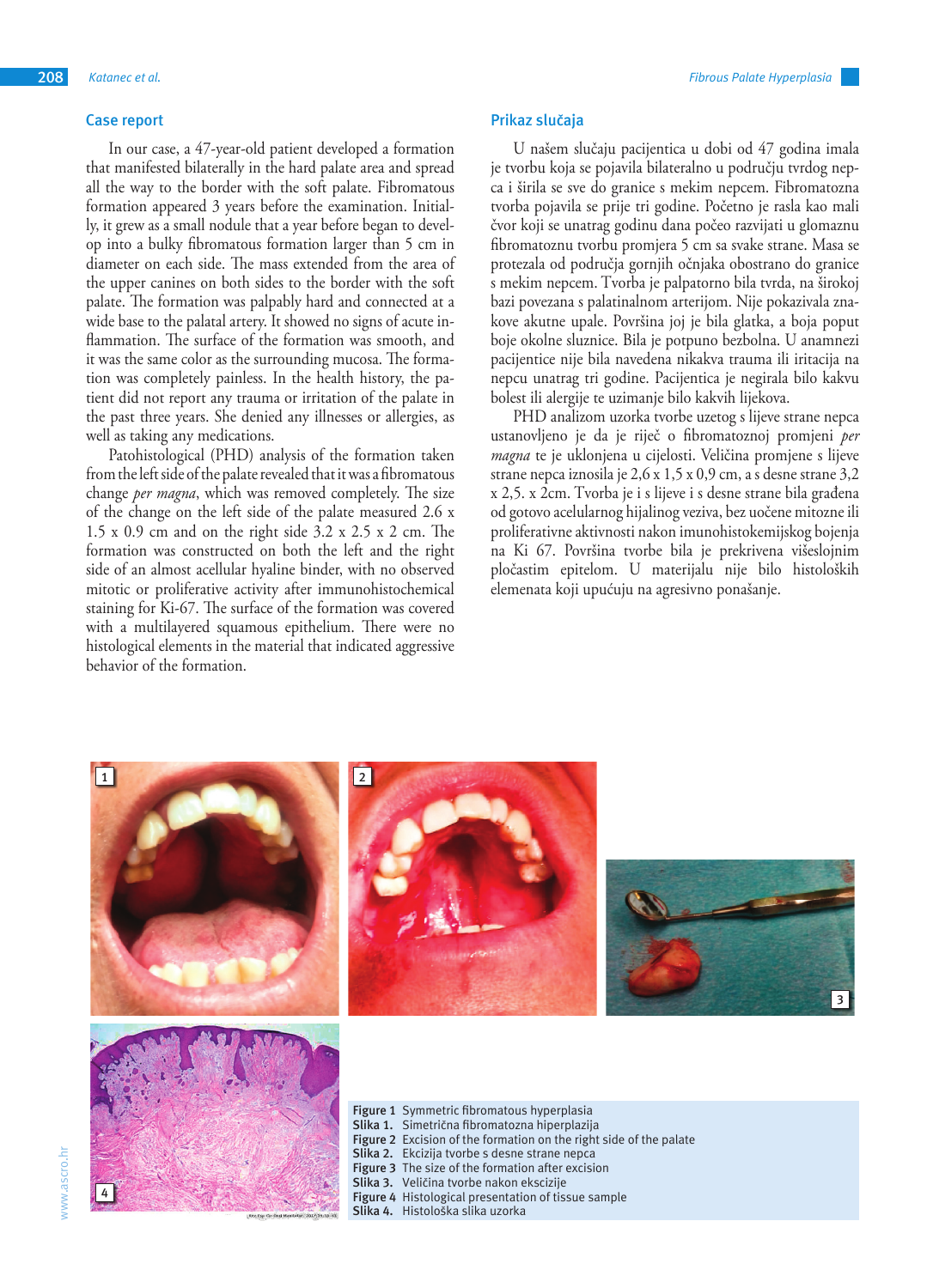## Case report

In our case, a 47-year-old patient developed a formation that manifested bilaterally in the hard palate area and spread all the way to the border with the soft palate. Fibromatous formation appeared 3 years before the examination. Initially, it grew as a small nodule that a year before began to develop into a bulky fibromatous formation larger than 5 cm in diameter on each side. The mass extended from the area of the upper canines on both sides to the border with the soft palate. The formation was palpably hard and connected at a wide base to the palatal artery. It showed no signs of acute inflammation. The surface of the formation was smooth, and it was the same color as the surrounding mucosa. The formation was completely painless. In the health history, the patient did not report any trauma or irritation of the palate in the past three years. She denied any illnesses or allergies, as well as taking any medications.

Patohistological (PHD) analysis of the formation taken from the left side of the palate revealed that it was a fibromatous change *per magna*, which was removed completely. The size of the change on the left side of the palate measured 2.6 x 1.5 x 0.9 cm and on the right side 3.2 x 2.5 x 2 cm. The formation was constructed on both the left and the right side of an almost acellular hyaline binder, with no observed mitotic or proliferative activity after immunohistochemical staining for Ki-67. The surface of the formation was covered with a multilayered squamous epithelium. There were no histological elements in the material that indicated aggressive behavior of the formation.

## Prikaz slučaja

U našem slučaju pacijentica u dobi od 47 godina imala je tvorbu koja se pojavila bilateralno u području tvrdog nepca i širila se sve do granice s mekim nepcem. Fibromatozna tvorba pojavila se prije tri godine. Početno je rasla kao mali čvor koji se unatrag godinu dana počeo razvijati u glomaznu fibromatoznu tvorbu promjera 5 cm sa svake strane. Masa se protezala od područja gornjih očnjaka obostrano do granice s mekim nepcem. Tvorba je palpatorno bila tvrda, na širokoj bazi povezana s palatinalnom arterijom. Nije pokazivala znakove akutne upale. Površina joj je bila glatka, a boja poput boje okolne sluznice. Bila je potpuno bezbolna. U anamnezi pacijentice nije bila navedena nikakva trauma ili iritacija na nepcu unatrag tri godine. Pacijentica je negirala bilo kakvu bolest ili alergije te uzimanje bilo kakvih lijekova.

PHD analizom uzorka tvorbe uzetog s lijeve strane nepca ustanovljeno je da je riječ o fibromatoznoj promjeni *per magna* te je uklonjena u cijelosti. Veličina promjene s lijeve strane nepca iznosila je 2,6 x 1,5 x 0,9 cm, a s desne strane 3,2 x 2,5. x 2cm. Tvorba je i s lijeve i s desne strane bila građena od gotovo acelularnog hijalinog veziva, bez uočene mitozne ili proliferativne aktivnosti nakon imunohistokemijskog bojenja na Ki 67. Površina tvorbe bila je prekrivena višeslojnim pločastim epitelom. U materijalu nije bilo histoloških elemenata koji upućuju na agresivno ponašanje.

**Figure 1** Symmetric fibromatous hyperplasia
**Slika 1.** Simetrična fibromatozna hiperplazija
**Figure 2** Excision of the formation on the right side of the palate
**Slika 2.** Ekcizija tvorbe s desne strane nepca
**Figure 3** The size of the formation after excision
**Slika 3.** Veličina tvorbe nakon ekscizije
**Figure 4** Histological presentation of tissue sample
**Slika 4.** Histološka slika uzorka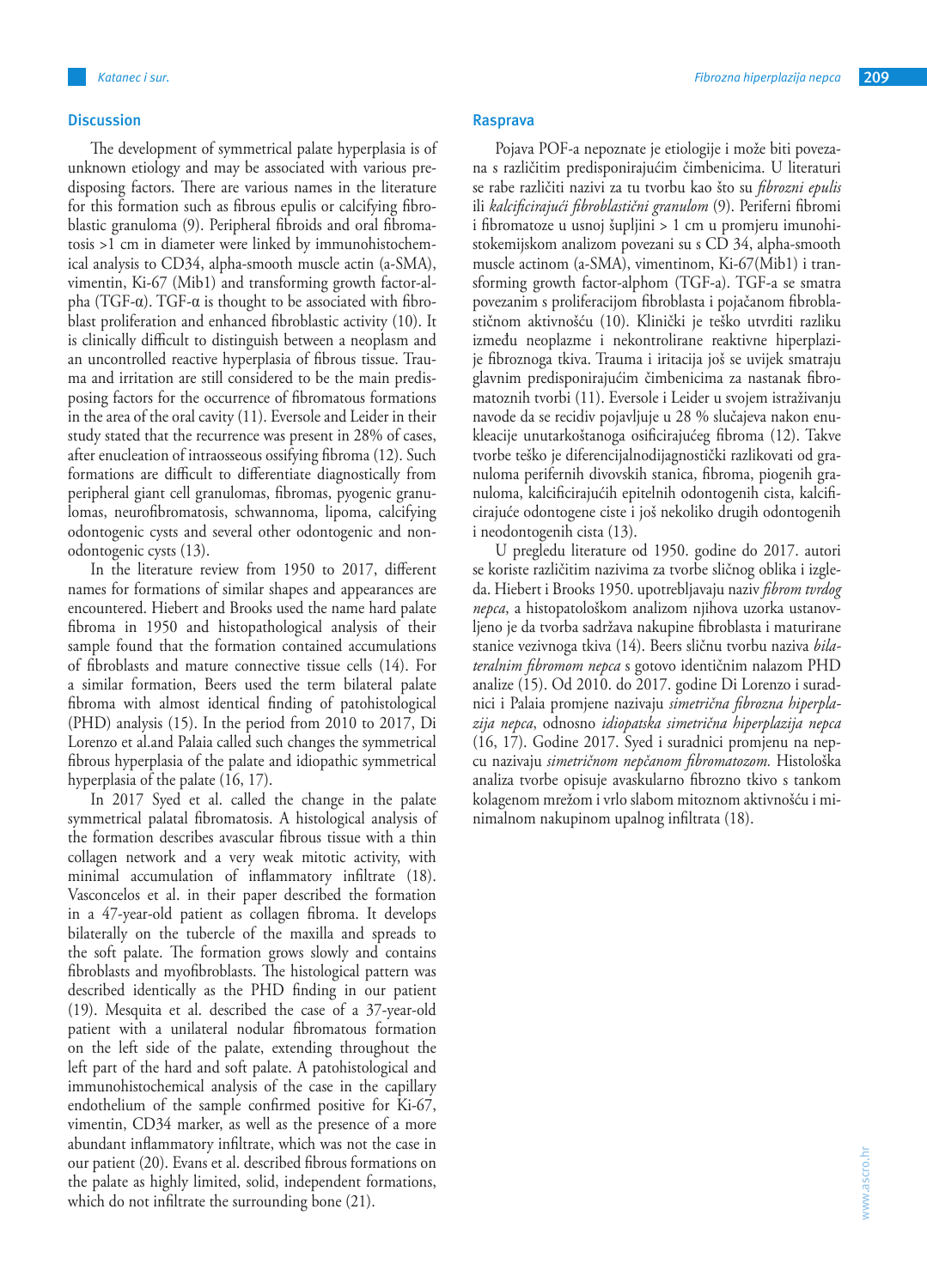## Discussion

The development of symmetrical palate hyperplasia is of unknown etiology and may be associated with various predisposing factors. There are various names in the literature for this formation such as fibrous epulis or calcifying fibroblastic granuloma (9). Peripheral fibroids and oral fibromatosis >1 cm in diameter were linked by immunohistochemical analysis to CD34, alpha-smooth muscle actin (a-SMA), vimentin, Ki-67 (Mib1) and transforming growth factor-alpha (TGF-α). TGF-α is thought to be associated with fibroblast proliferation and enhanced fibroblastic activity (10). It is clinically difficult to distinguish between a neoplasm and an uncontrolled reactive hyperplasia of fibrous tissue. Trauma and irritation are still considered to be the main predisposing factors for the occurrence of fibromatous formations in the area of the oral cavity (11). Eversole and Leider in their study stated that the recurrence was present in 28% of cases, after enucleation of intraosseous ossifying fibroma (12). Such formations are difficult to differentiate diagnostically from peripheral giant cell granulomas, fibromas, pyogenic granulomas, neurofibromatosis, schwannoma, lipoma, calcifying odontogenic cysts and several other odontogenic and non-odontogenic cysts (13).

In the literature review from 1950 to 2017, different names for formations of similar shapes and appearances are encountered. Hiebert and Brooks used the name hard palate fibroma in 1950 and histopathological analysis of their sample found that the formation contained accumulations of fibroblasts and mature connective tissue cells (14). For a similar formation, Beers used the term bilateral palate fibroma with almost identical finding of patohistological (PHD) analysis (15). In the period from 2010 to 2017, Di Lorenzo et al.and Palaia called such changes the symmetrical fibrous hyperplasia of the palate and idiopathic symmetrical hyperplasia of the palate (16, 17).

In 2017 Syed et al. called the change in the palate symmetrical palatal fibromatosis. A histological analysis of the formation describes avascular fibrous tissue with a thin collagen network and a very weak mitotic activity, with minimal accumulation of inflammatory infiltrate (18). Vasconcelos et al. in their paper described the formation in a 47-year-old patient as collagen fibroma. It develops bilaterally on the tubercle of the maxilla and spreads to the soft palate. The formation grows slowly and contains fibroblasts and myofibroblasts. The histological pattern was described identically as the PHD finding in our patient (19). Mesquita et al. described the case of a 37-year-old patient with a unilateral nodular fibromatous formation on the left side of the palate, extending throughout the left part of the hard and soft palate. A patohistological and immunohistochemical analysis of the case in the capillary endothelium of the sample confirmed positive for Ki-67, vimentin, CD34 marker, as well as the presence of a more abundant inflammatory infiltrate, which was not the case in our patient (20). Evans et al. described fibrous formations on the palate as highly limited, solid, independent formations, which do not infiltrate the surrounding bone (21).

## Rasprava

Pojava POF-a nepoznate je etiologije i može biti povezana s različitim predisponirajućim čimbenicima. U literaturi se rabe različiti nazivi za tu tvorbu kao što su *fibrozni epulis* ili *kalcificirajući fibroblastični granulom* (9). Periferni fibromi i fibromatoze u usnoj šupljini > 1 cm u promjeru imunohistokemijskom analizom povezani su s CD 34, alpha-smooth muscle actinom (a-SMA), vimentinom, Ki-67(Mib1) i transforming growth factor-alphom (TGF-a). TGF-a se smatra povezanim s proliferacijom fibroblasta i pojačanom fibroblastičnom aktivnošću (10). Klinički je teško utvrditi razliku između neoplazme i nekontrolirane reaktivne hiperplazije fibroznoga tkiva. Trauma i iritacija još se uvijek smatraju glavnim predisponirajućim čimbenicima za nastanak fibromatoznih tvorbi (11). Eversole i Leider u svojem istraživanju navode da se recidiv pojavljuje u 28 % slučajeva nakon enukleacije unutarkoštanoga osificirajućeg fibroma (12). Takve tvorbe teško je diferencijalnodijagnostički razlikovati od granuloma perifernih divovskih stanica, fibroma, piogenih granuloma, kalcificirajućih epitelnih odontogenih cista, kalcificirajuće odontogene ciste i još nekoliko drugih odontogenih i neodontogenih cista (13).

U pregledu literature od 1950. godine do 2017. autori se koriste različitim nazivima za tvorbe sličnog oblika i izgleda. Hiebert i Brooks 1950. upotrebljavaju naziv *fibrom tvrdog nepca*, a histopatološkom analizom njihova uzorka ustanovljeno je da tvorba sadržava nakupine fibroblasta i maturirane stanice vezivnoga tkiva (14). Beers sličnu tvorbu naziva *bilateralnim fibromom nepca* s gotovo identičnim nalazom PHD analize (15). Od 2010. do 2017. godine Di Lorenzo i suradnici i Palaia promjene nazivaju *simetrična fibrozna hiperplazija nepca*, odnosno *idiopatska simetrična hiperplazija nepca* (16, 17). Godine 2017. Syed i suradnici promjenu na nepcu nazivaju *simetričnom nepčanom fibromatozom.* Histološka analiza tvorbe opisuje avaskularno fibrozno tkivo s tankom kolagenom mrežom i vrlo slabom mitoznom aktivnošću i minimalnom nakupinom upalnog infiltrata (18).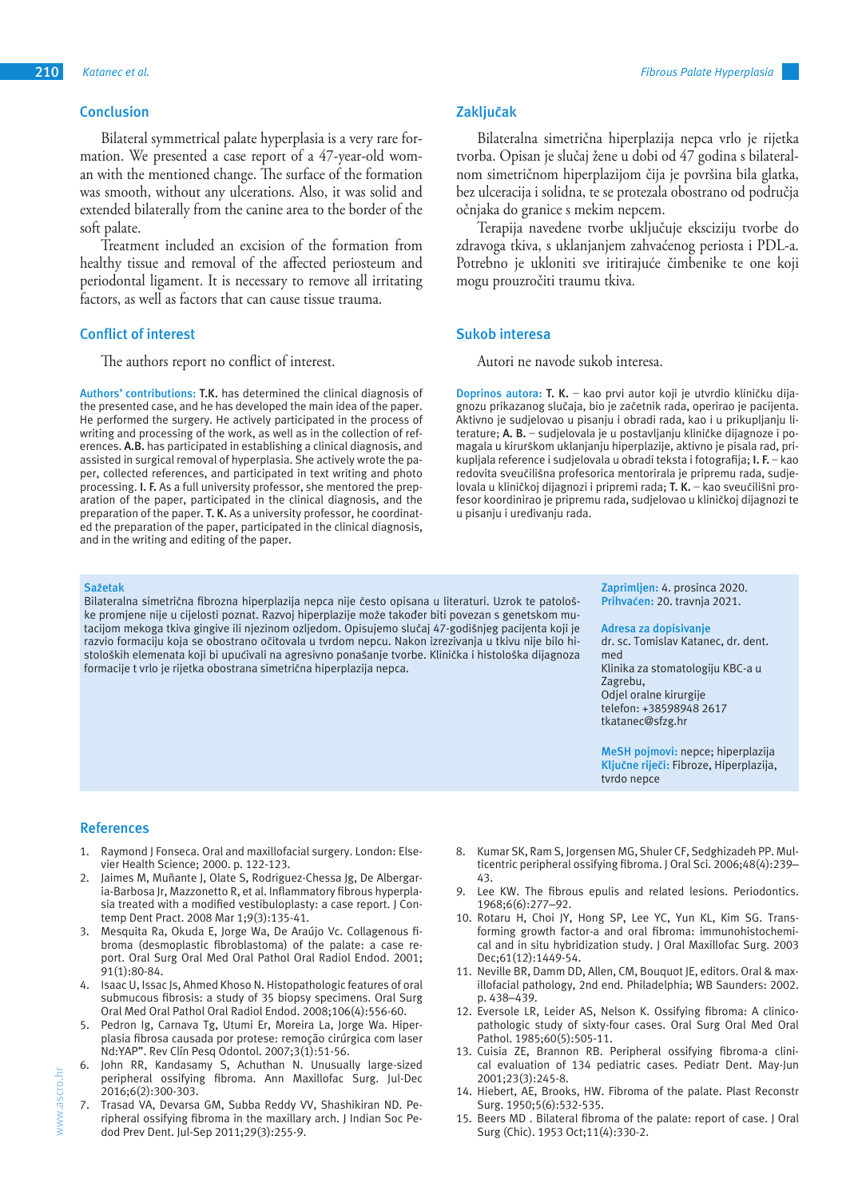## Conclusion

Bilateral symmetrical palate hyperplasia is a very rare formation. We presented a case report of a 47-year-old woman with the mentioned change. The surface of the formation was smooth, without any ulcerations. Also, it was solid and extended bilaterally from the canine area to the border of the soft palate.

Treatment included an excision of the formation from healthy tissue and removal of the affected periosteum and periodontal ligament. It is necessary to remove all irritating factors, as well as factors that can cause tissue trauma.

## Conflict of interest

The authors report no conflict of interest.

**Authors' contributions:** **T.K.** has determined the clinical diagnosis of the presented case, and he has developed the main idea of the paper. He performed the surgery. He actively participated in the process of writing and processing of the work, as well as in the collection of references. **A.B.** has participated in establishing a clinical diagnosis, and assisted in surgical removal of hyperplasia. She actively wrote the paper, collected references, and participated in text writing and photo processing. **I. F.** As a full university professor, she mentored the preparation of the paper, participated in the clinical diagnosis, and the preparation of the paper. **T. K.** As a university professor, he coordinated the preparation of the paper, participated in the clinical diagnosis, and in the writing and editing of the paper.

## Zaključak

Bilateralna simetrična hiperplazija nepca vrlo je rijetka tvorba. Opisan je slučaj žene u dobi od 47 godina s bilateralnom simetričnom hiperplazijom čija je površina bila glatka, bez ulceracija i solidna, te se protezala obostrano od područja očnjaka do granice s mekim nepcem.

Terapija navedene tvorbe uključuje eksciziju tvorbe do zdravoga tkiva, s uklanjanjem zahvaćenog periosta i PDL-a. Potrebno je ukloniti sve iritirajuće čimbenike te one koji mogu prouzročiti traumu tkiva.

## Sukob interesa

Autori ne navode sukob interesa.

**Doprinos autora:** **T. K.** – kao prvi autor koji je utvrdio kliničku dijagnozu prikazanog slučaja, bio je začetnik rada, operirao je pacijenta. Aktivno je sudjelovao u pisanju i obradi rada, kao i u prikupljanju literature; **A. B.** – sudjelovala je u postavljanju kliničke dijagnoze i pomagala u kirurškom uklanjanju hiperplazije, aktivno je pisala rad, prikupljala reference i sudjelovala u obradi teksta i fotografija; **I. F.** – kao redovita sveučilišna profesorica mentorirala je pripremu rada, sudjelovala u kliničkoj dijagnozi i pripremi rada; **T. K.** – kao sveučilišni profesor koordinirao je pripremu rada, sudjelovao u kliničkoj dijagnozi te u pisanju i uređivanju rada.

**Sažetak**
Bilateralna simetrična fibrozna hiperplazija nepca nije često opisana u literaturi. Uzrok te patološke promjene nije u cijelosti poznat. Razvoj hiperplazije može također biti povezan s genetskom mutacijom mekoga tkiva gingive ili njezinom ozljedom. Opisujemo slučaj 47-godišnjeg pacijenta koji je razvio formaciju koja se obostrano očitovala u tvrdom nepcu. Nakon izrezivanja u tkivu nije bilo histoloških elemenata koji bi upućivali na agresivno ponašanje tvorbe. Klinička i histološka dijagnoza formacije t vrlo je rijetka obostrana simetrična hiperplazija nepca.

**Zaprimljen:** 4. prosinca 2020.
**Prihvaćen:** 20. travnja 2021.

**Adresa za dopisivanje**
dr. sc. Tomislav Katanec, dr. dent. med
Klinika za stomatologiju KBC-a u Zagrebu,
Odjel oralne kirurgije
telefon: +38598948 2617
tkatanec@sfzg.hr

**MeSH pojmovi:** nepce; hiperplazija
**Ključne riječi:** Fibroze, Hiperplazija, tvrdo nepce

## References

1. Raymond J Fonseca. Oral and maxillofacial surgery. London: Elsevier Health Science; 2000. p. 122-123.
2. Jaimes M, Muñante J, Olate S, Rodriguez-Chessa Jg, De Albergaria-Barbosa Jr, Mazzonetto R, et al. Inflammatory fibrous hyperplasia treated with a modified vestibuloplasty: a case report. J Contemp Dent Pract. 2008 Mar 1;9(3):135-41.
3. Mesquita Ra, Okuda E, Jorge Wa, De Araújo Vc. Collagenous fibroma (desmoplastic fibroblastoma) of the palate: a case report. Oral Surg Oral Med Oral Pathol Oral Radiol Endod. 2001; 91(1):80-84.
4. Isaac U, Issac Js, Ahmed Khoso N. Histopathologic features of oral submucous fibrosis: a study of 35 biopsy specimens. Oral Surg Oral Med Oral Pathol Oral Radiol Endod. 2008;106(4):556-60.
5. Pedron Ig, Carnava Tg, Utumi Er, Moreira La, Jorge Wa. Hiperplasia fibrosa causada por protese: remoção cirúrgica com laser Nd:YAP". Rev Clín Pesq Odontol. 2007;3(1):51-56.
6. John RR, Kandasamy S, Achuthan N. Unusually large-sized peripheral ossifying fibroma. Ann Maxillofac Surg. Jul-Dec 2016;6(2):300-303.
7. Trasad VA, Devarsa GM, Subba Reddy VV, Shashikiran ND. Peripheral ossifying fibroma in the maxillary arch. J Indian Soc Pedod Prev Dent. Jul-Sep 2011;29(3):255-9.
8. Kumar SK, Ram S, Jorgensen MG, Shuler CF, Sedghizadeh PP. Multicentric peripheral ossifying fibroma. J Oral Sci. 2006;48(4):239–43.
9. Lee KW. The fibrous epulis and related lesions. Periodontics. 1968;6(6):277–92.
10. Rotaru H, Choi JY, Hong SP, Lee YC, Yun KL, Kim SG. Transforming growth factor-a and oral fibroma: immunohistochemical and in situ hybridization study. J Oral Maxillofac Surg. 2003 Dec;61(12):1449-54.
11. Neville BR, Damm DD, Allen, CM, Bouquot JE, editors. Oral & maxillofacial pathology, 2nd end. Philadelphia; WB Saunders: 2002. p. 438–439.
12. Eversole LR, Leider AS, Nelson K. Ossifying fibroma: A clinicopathologic study of sixty-four cases. Oral Surg Oral Med Oral Pathol. 1985;60(5):505-11.
13. Cuisia ZE, Brannon RB. Peripheral ossifying fibroma-a clinical evaluation of 134 pediatric cases. Pediatr Dent. May-Jun 2001;23(3):245-8.
14. Hiebert, AE, Brooks, HW. Fibroma of the palate. Plast Reconstr Surg. 1950;5(6):532-535.
15. Beers MD . Bilateral fibroma of the palate: report of case. J Oral Surg (Chic). 1953 Oct;11(4):330-2.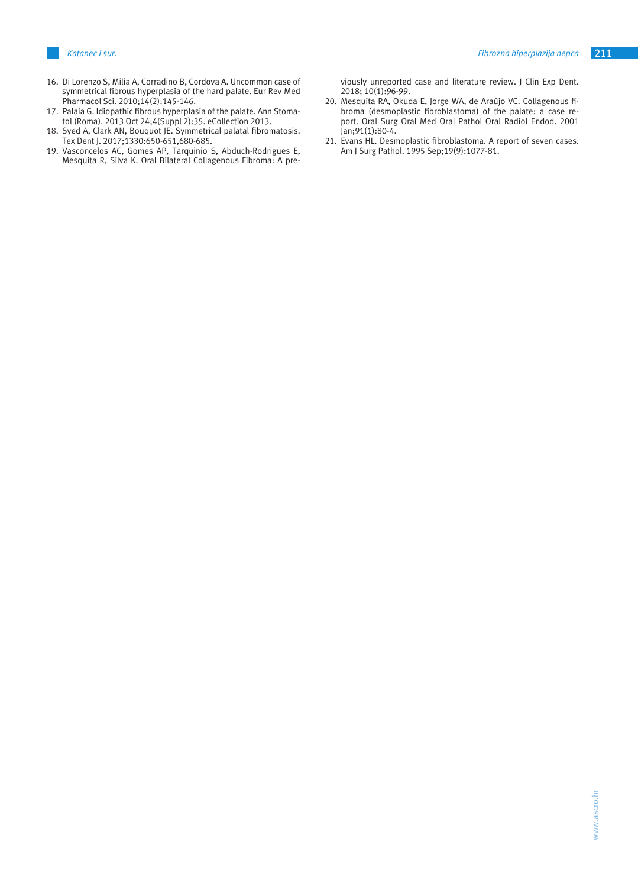16. Di Lorenzo S, Milia A, Corradino B, Cordova A. Uncommon case of symmetrical fibrous hyperplasia of the hard palate. Eur Rev Med Pharmacol Sci. 2010;14(2):145-146.
17. Palaia G. Idiopathic fibrous hyperplasia of the palate. Ann Stomatol (Roma). 2013 Oct 24;4(Suppl 2):35. eCollection 2013.
18. Syed A, Clark AN, Bouquot JE. Symmetrical palatal fibromatosis. Tex Dent J. 2017;1330:650-651,680-685.
19. Vasconcelos AC, Gomes AP, Tarquinio S, Abduch-Rodrigues E, Mesquita R, Silva K. Oral Bilateral Collagenous Fibroma: A previously unreported case and literature review. J Clin Exp Dent. 2018; 10(1):96-99.
20. Mesquita RA, Okuda E, Jorge WA, de Araújo VC. Collagenous fibroma (desmoplastic fibroblastoma) of the palate: a case report. Oral Surg Oral Med Oral Pathol Oral Radiol Endod. 2001 Jan;91(1):80-4.
21. Evans HL. Desmoplastic fibroblastoma. A report of seven cases. Am J Surg Pathol. 1995 Sep;19(9):1077-81.